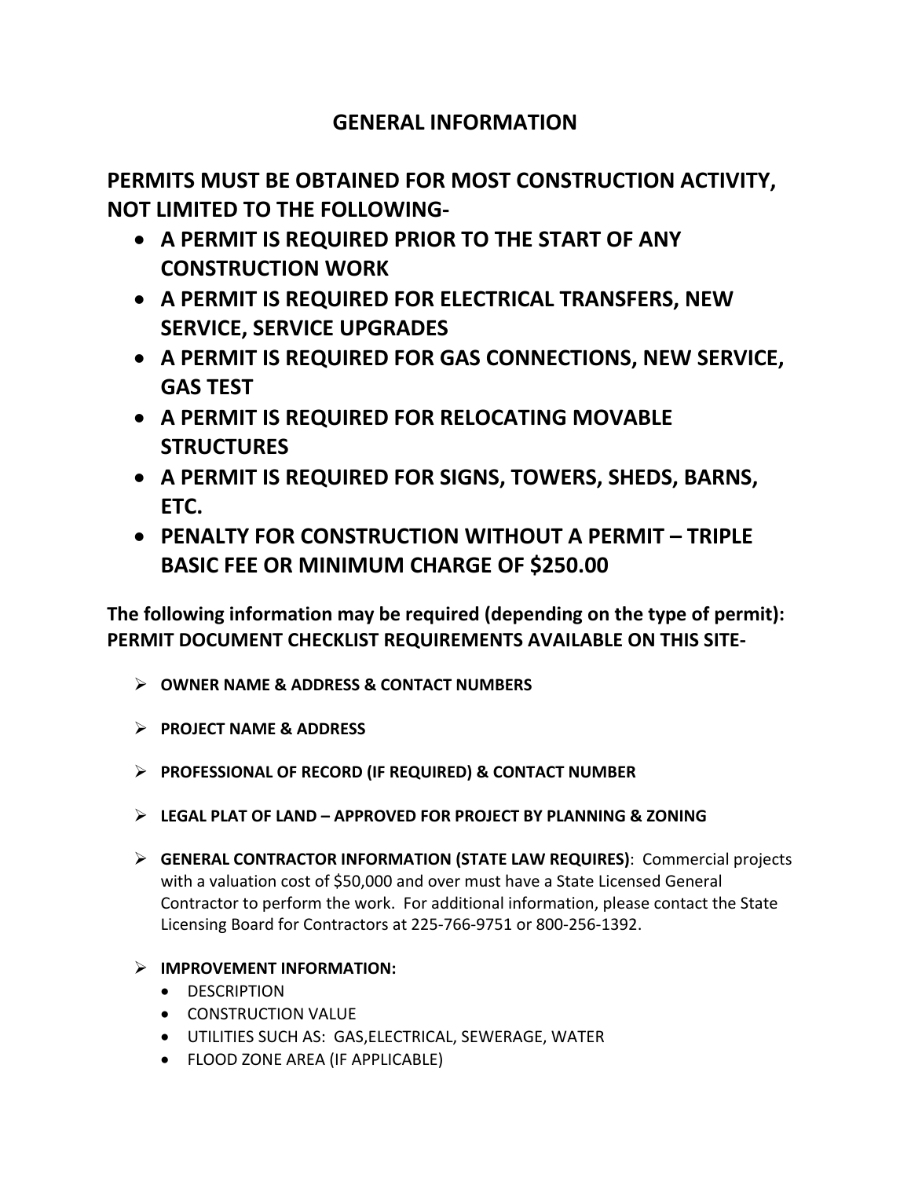# GENERAL INFORMATION

## PERMITS MUST BE OBTAINED FOR MOST CONSTRUCTION ACTIVITY, NOT LIMITED TO THE FOLLOWING-

- **A PERMIT IS REQUIRED PRIOR TO THE START OF ANY CONSTRUCTION WORK**
- **A PERMIT IS REQUIRED FOR ELECTRICAL TRANSFERS, NEW SERVICE, SERVICE UPGRADES**
- **A PERMIT IS REQUIRED FOR GAS CONNECTIONS, NEW SERVICE, GAS TEST**
- **A PERMIT IS REQUIRED FOR RELOCATING MOVABLE STRUCTURES**
- **A PERMIT IS REQUIRED FOR SIGNS, TOWERS, SHEDS, BARNS, ETC.**
- **PENALTY FOR CONSTRUCTION WITHOUT A PERMIT – TRIPLE BASIC FEE OR MINIMUM CHARGE OF $250.00**

**The following information may be required (depending on the type of permit): PERMIT DOCUMENT CHECKLIST REQUIREMENTS AVAILABLE ON THIS SITE-**

- **OWNER NAME & ADDRESS & CONTACT NUMBERS**
- **PROJECT NAME & ADDRESS**
- **PROFESSIONAL OF RECORD (IF REQUIRED) & CONTACT NUMBER**
- **LEGAL PLAT OF LAND – APPROVED FOR PROJECT BY PLANNING & ZONING**
- **GENERAL CONTRACTOR INFORMATION (STATE LAW REQUIRES)**: Commercial projects with a valuation cost of $50,000 and over must have a State Licensed General Contractor to perform the work. For additional information, please contact the State Licensing Board for Contractors at 225-766-9751 or 800-256-1392.
- **IMPROVEMENT INFORMATION:**
  - DESCRIPTION
  - CONSTRUCTION VALUE
  - UTILITIES SUCH AS: GAS,ELECTRICAL, SEWERAGE, WATER
  - FLOOD ZONE AREA (IF APPLICABLE)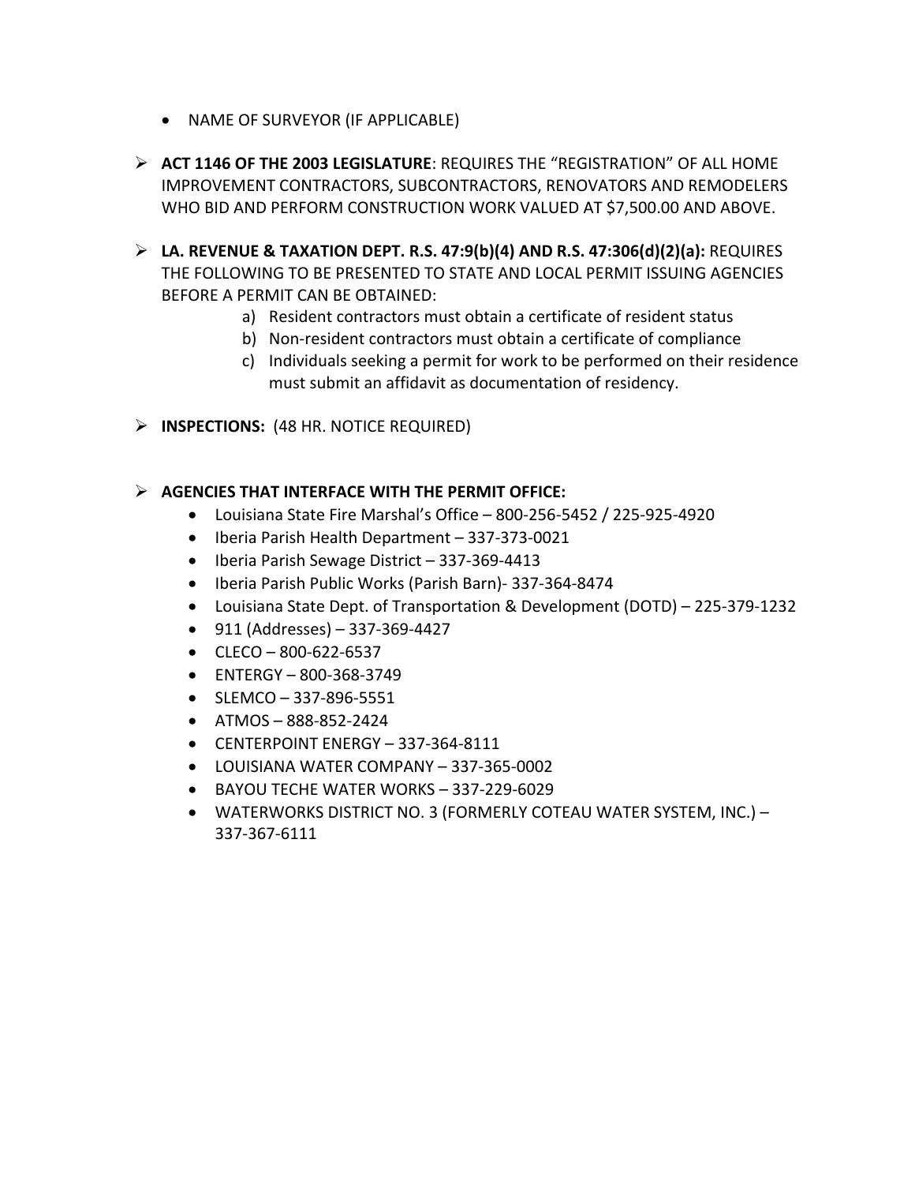- NAME OF SURVEYOR (IF APPLICABLE)

- **ACT 1146 OF THE 2003 LEGISLATURE**: REQUIRES THE "REGISTRATION" OF ALL HOME IMPROVEMENT CONTRACTORS, SUBCONTRACTORS, RENOVATORS AND REMODELERS WHO BID AND PERFORM CONSTRUCTION WORK VALUED AT $7,500.00 AND ABOVE.

- **LA. REVENUE & TAXATION DEPT. R.S. 47:9(b)(4) AND R.S. 47:306(d)(2)(a):** REQUIRES THE FOLLOWING TO BE PRESENTED TO STATE AND LOCAL PERMIT ISSUING AGENCIES BEFORE A PERMIT CAN BE OBTAINED:
  - a) Resident contractors must obtain a certificate of resident status
  - b) Non-resident contractors must obtain a certificate of compliance
  - c) Individuals seeking a permit for work to be performed on their residence must submit an affidavit as documentation of residency.

- **INSPECTIONS:** (48 HR. NOTICE REQUIRED)

- **AGENCIES THAT INTERFACE WITH THE PERMIT OFFICE:**
  - Louisiana State Fire Marshal's Office – 800-256-5452 / 225-925-4920
  - Iberia Parish Health Department – 337-373-0021
  - Iberia Parish Sewage District – 337-369-4413
  - Iberia Parish Public Works (Parish Barn)- 337-364-8474
  - Louisiana State Dept. of Transportation & Development (DOTD) – 225-379-1232
  - 911 (Addresses) – 337-369-4427
  - CLECO – 800-622-6537
  - ENTERGY – 800-368-3749
  - SLEMCO – 337-896-5551
  - ATMOS – 888-852-2424
  - CENTERPOINT ENERGY – 337-364-8111
  - LOUISIANA WATER COMPANY – 337-365-0002
  - BAYOU TECHE WATER WORKS – 337-229-6029
  - WATERWORKS DISTRICT NO. 3 (FORMERLY COTEAU WATER SYSTEM, INC.) – 337-367-6111